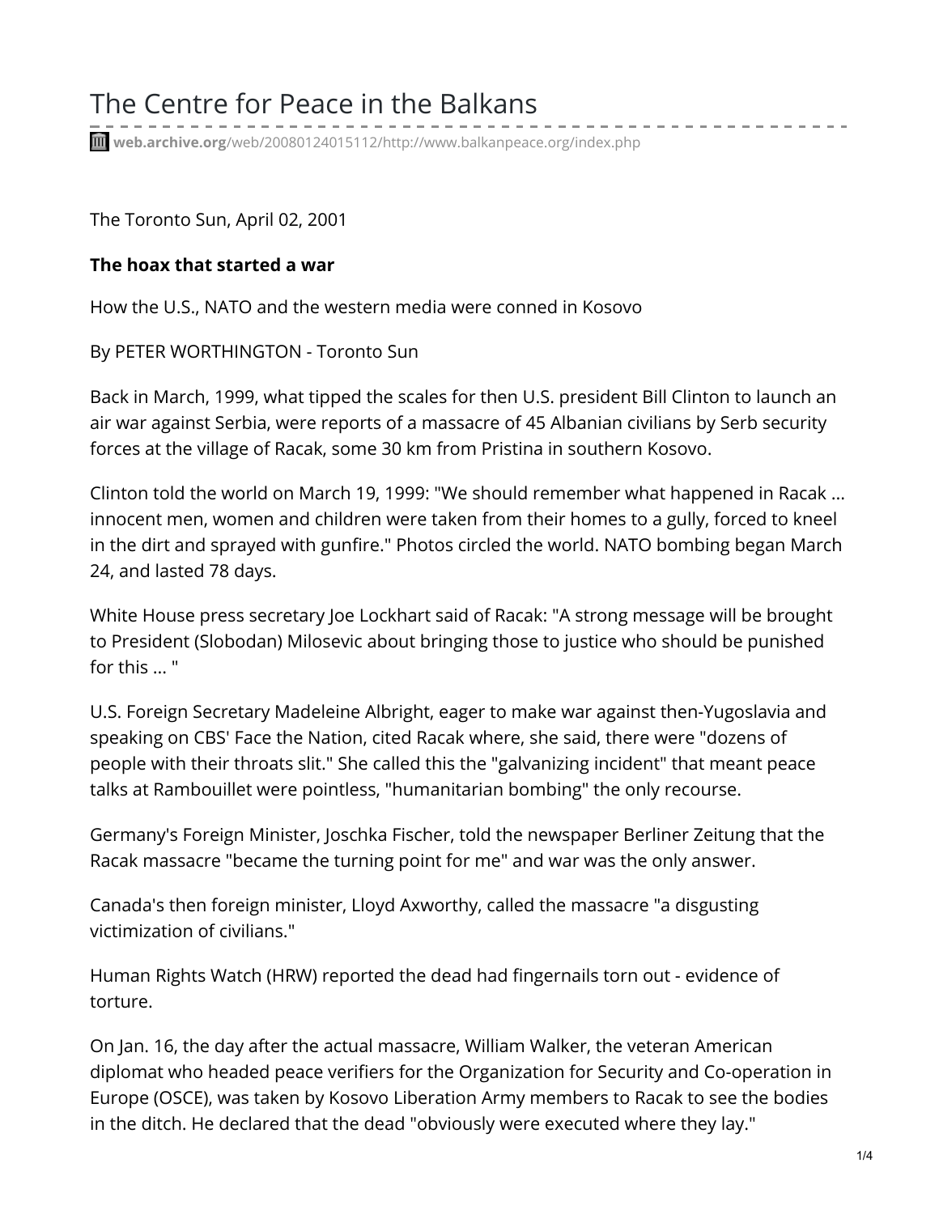# The Centre for Peace in the Balkans

web.archive.org/web/20080124015112/http://www.balkanpeace.org/index.php

The Toronto Sun, April 02, 2001

**The hoax that started a war**

How the U.S., NATO and the western media were conned in Kosovo

By PETER WORTHINGTON - Toronto Sun

Back in March, 1999, what tipped the scales for then U.S. president Bill Clinton to launch an air war against Serbia, were reports of a massacre of 45 Albanian civilians by Serb security forces at the village of Racak, some 30 km from Pristina in southern Kosovo.

Clinton told the world on March 19, 1999: "We should remember what happened in Racak ... innocent men, women and children were taken from their homes to a gully, forced to kneel in the dirt and sprayed with gunfire." Photos circled the world. NATO bombing began March 24, and lasted 78 days.

White House press secretary Joe Lockhart said of Racak: "A strong message will be brought to President (Slobodan) Milosevic about bringing those to justice who should be punished for this ... "

U.S. Foreign Secretary Madeleine Albright, eager to make war against then-Yugoslavia and speaking on CBS' Face the Nation, cited Racak where, she said, there were "dozens of people with their throats slit." She called this the "galvanizing incident" that meant peace talks at Rambouillet were pointless, "humanitarian bombing" the only recourse.

Germany's Foreign Minister, Joschka Fischer, told the newspaper Berliner Zeitung that the Racak massacre "became the turning point for me" and war was the only answer.

Canada's then foreign minister, Lloyd Axworthy, called the massacre "a disgusting victimization of civilians."

Human Rights Watch (HRW) reported the dead had fingernails torn out - evidence of torture.

On Jan. 16, the day after the actual massacre, William Walker, the veteran American diplomat who headed peace verifiers for the Organization for Security and Co-operation in Europe (OSCE), was taken by Kosovo Liberation Army members to Racak to see the bodies in the ditch. He declared that the dead "obviously were executed where they lay."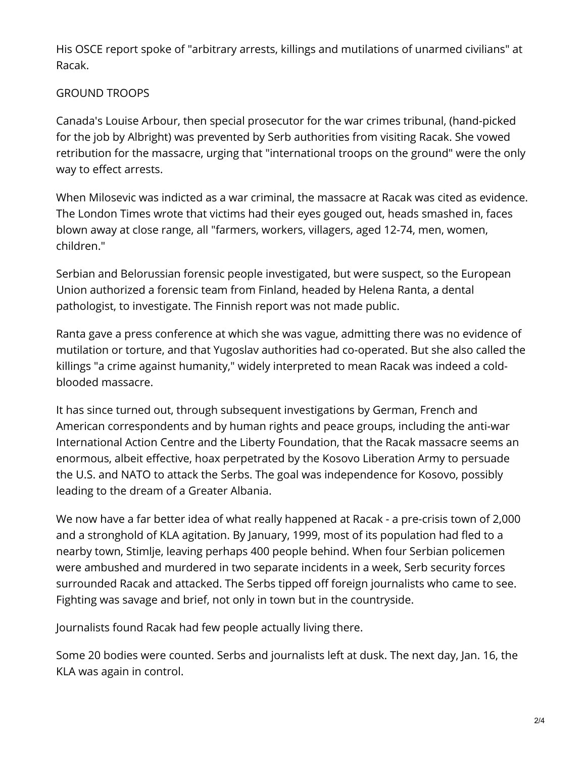His OSCE report spoke of "arbitrary arrests, killings and mutilations of unarmed civilians" at Racak.

## GROUND TROOPS

Canada's Louise Arbour, then special prosecutor for the war crimes tribunal, (hand-picked for the job by Albright) was prevented by Serb authorities from visiting Racak. She vowed retribution for the massacre, urging that "international troops on the ground" were the only way to effect arrests.

When Milosevic was indicted as a war criminal, the massacre at Racak was cited as evidence. The London Times wrote that victims had their eyes gouged out, heads smashed in, faces blown away at close range, all "farmers, workers, villagers, aged 12-74, men, women, children."

Serbian and Belorussian forensic people investigated, but were suspect, so the European Union authorized a forensic team from Finland, headed by Helena Ranta, a dental pathologist, to investigate. The Finnish report was not made public.

Ranta gave a press conference at which she was vague, admitting there was no evidence of mutilation or torture, and that Yugoslav authorities had co-operated. But she also called the killings "a crime against humanity," widely interpreted to mean Racak was indeed a cold-blooded massacre.

It has since turned out, through subsequent investigations by German, French and American correspondents and by human rights and peace groups, including the anti-war International Action Centre and the Liberty Foundation, that the Racak massacre seems an enormous, albeit effective, hoax perpetrated by the Kosovo Liberation Army to persuade the U.S. and NATO to attack the Serbs. The goal was independence for Kosovo, possibly leading to the dream of a Greater Albania.

We now have a far better idea of what really happened at Racak - a pre-crisis town of 2,000 and a stronghold of KLA agitation. By January, 1999, most of its population had fled to a nearby town, Stimlje, leaving perhaps 400 people behind. When four Serbian policemen were ambushed and murdered in two separate incidents in a week, Serb security forces surrounded Racak and attacked. The Serbs tipped off foreign journalists who came to see. Fighting was savage and brief, not only in town but in the countryside.

Journalists found Racak had few people actually living there.

Some 20 bodies were counted. Serbs and journalists left at dusk. The next day, Jan. 16, the KLA was again in control.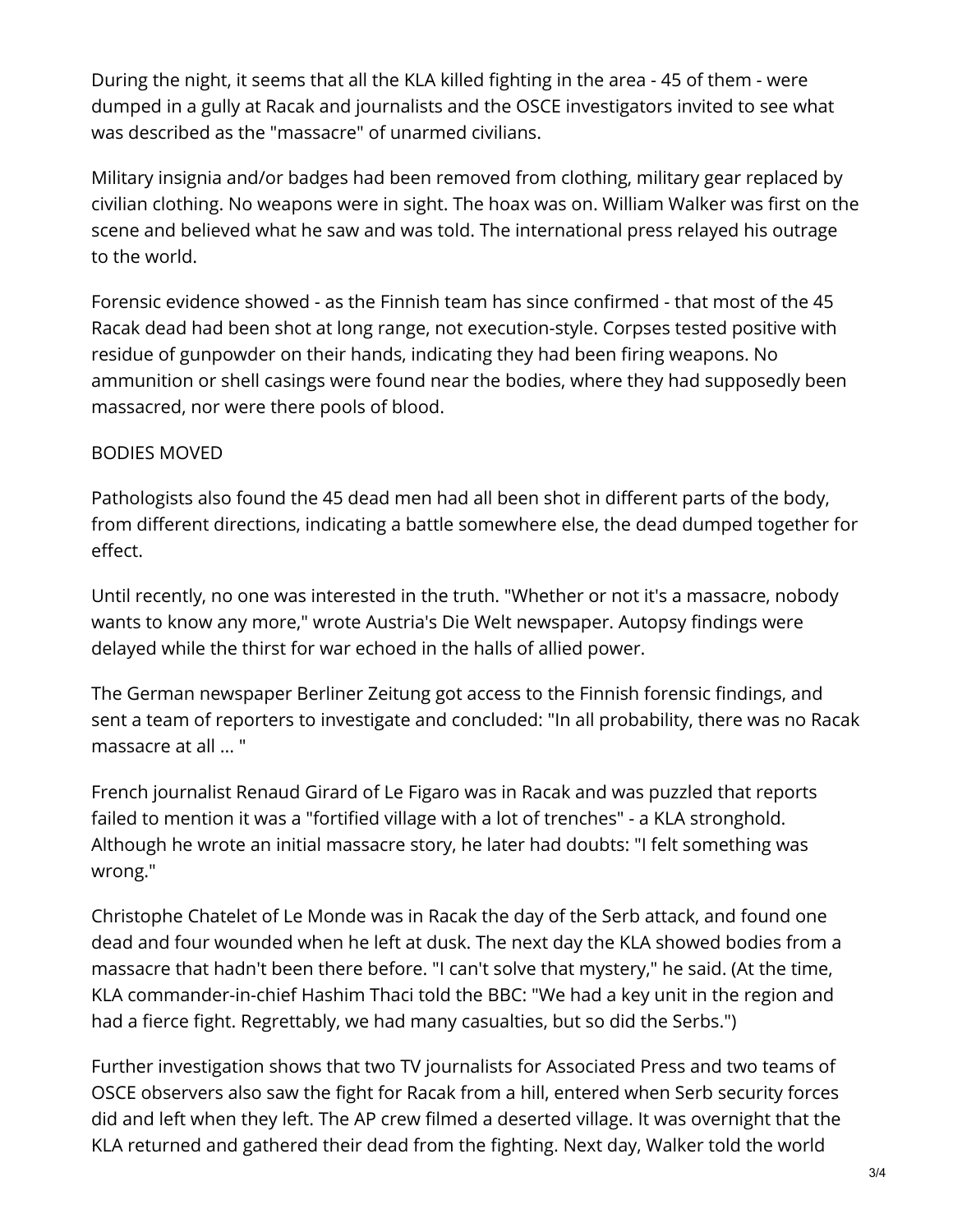During the night, it seems that all the KLA killed fighting in the area - 45 of them - were dumped in a gully at Racak and journalists and the OSCE investigators invited to see what was described as the "massacre" of unarmed civilians.

Military insignia and/or badges had been removed from clothing, military gear replaced by civilian clothing. No weapons were in sight. The hoax was on. William Walker was first on the scene and believed what he saw and was told. The international press relayed his outrage to the world.

Forensic evidence showed - as the Finnish team has since confirmed - that most of the 45 Racak dead had been shot at long range, not execution-style. Corpses tested positive with residue of gunpowder on their hands, indicating they had been firing weapons. No ammunition or shell casings were found near the bodies, where they had supposedly been massacred, nor were there pools of blood.

## BODIES MOVED

Pathologists also found the 45 dead men had all been shot in different parts of the body, from different directions, indicating a battle somewhere else, the dead dumped together for effect.

Until recently, no one was interested in the truth. "Whether or not it's a massacre, nobody wants to know any more," wrote Austria's Die Welt newspaper. Autopsy findings were delayed while the thirst for war echoed in the halls of allied power.

The German newspaper Berliner Zeitung got access to the Finnish forensic findings, and sent a team of reporters to investigate and concluded: "In all probability, there was no Racak massacre at all ... "

French journalist Renaud Girard of Le Figaro was in Racak and was puzzled that reports failed to mention it was a "fortified village with a lot of trenches" - a KLA stronghold. Although he wrote an initial massacre story, he later had doubts: "I felt something was wrong."

Christophe Chatelet of Le Monde was in Racak the day of the Serb attack, and found one dead and four wounded when he left at dusk. The next day the KLA showed bodies from a massacre that hadn't been there before. "I can't solve that mystery," he said. (At the time, KLA commander-in-chief Hashim Thaci told the BBC: "We had a key unit in the region and had a fierce fight. Regrettably, we had many casualties, but so did the Serbs.")

Further investigation shows that two TV journalists for Associated Press and two teams of OSCE observers also saw the fight for Racak from a hill, entered when Serb security forces did and left when they left. The AP crew filmed a deserted village. It was overnight that the KLA returned and gathered their dead from the fighting. Next day, Walker told the world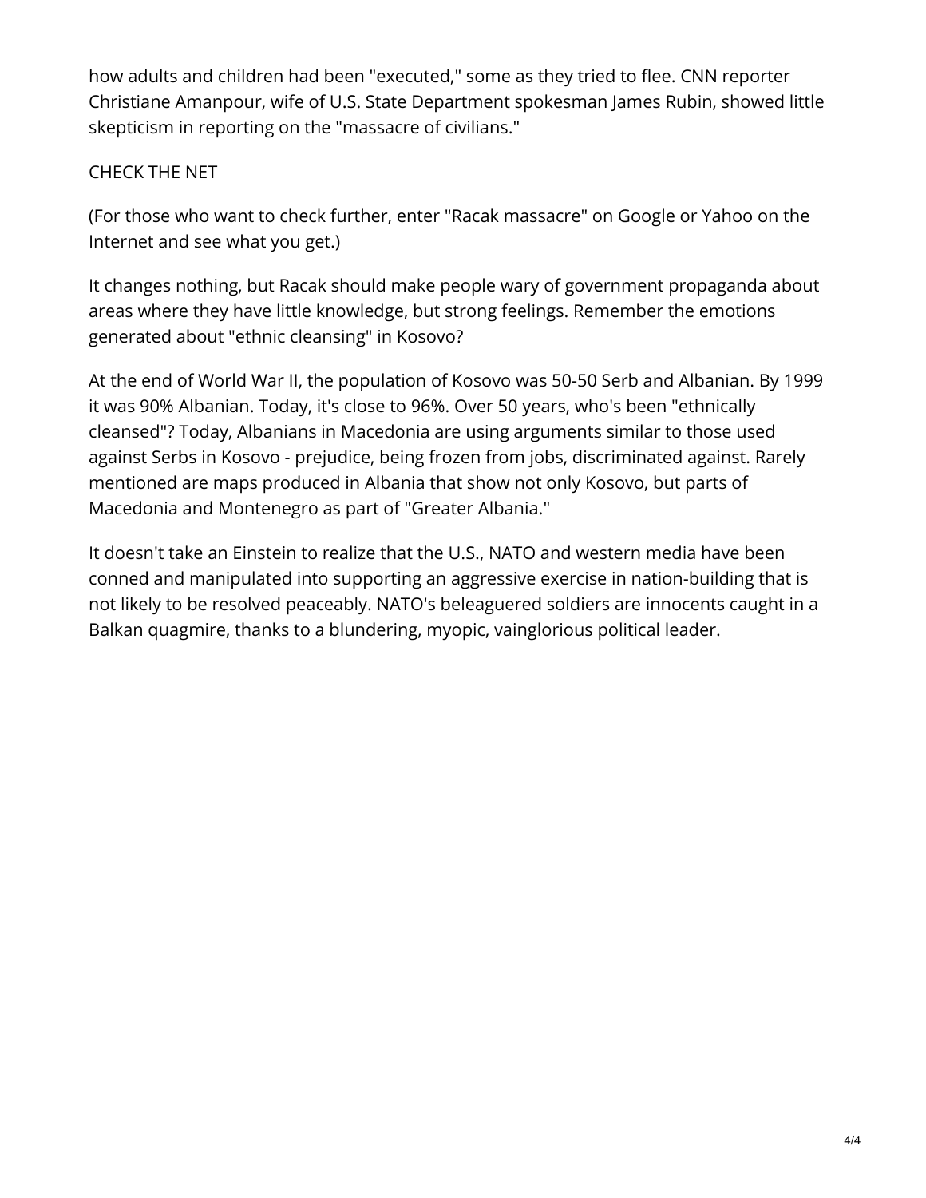how adults and children had been "executed," some as they tried to flee. CNN reporter Christiane Amanpour, wife of U.S. State Department spokesman James Rubin, showed little skepticism in reporting on the "massacre of civilians."

CHECK THE NET

(For those who want to check further, enter "Racak massacre" on Google or Yahoo on the Internet and see what you get.)

It changes nothing, but Racak should make people wary of government propaganda about areas where they have little knowledge, but strong feelings. Remember the emotions generated about "ethnic cleansing" in Kosovo?

At the end of World War II, the population of Kosovo was 50-50 Serb and Albanian. By 1999 it was 90% Albanian. Today, it's close to 96%. Over 50 years, who's been "ethnically cleansed"? Today, Albanians in Macedonia are using arguments similar to those used against Serbs in Kosovo - prejudice, being frozen from jobs, discriminated against. Rarely mentioned are maps produced in Albania that show not only Kosovo, but parts of Macedonia and Montenegro as part of "Greater Albania."

It doesn't take an Einstein to realize that the U.S., NATO and western media have been conned and manipulated into supporting an aggressive exercise in nation-building that is not likely to be resolved peaceably. NATO's beleaguered soldiers are innocents caught in a Balkan quagmire, thanks to a blundering, myopic, vainglorious political leader.